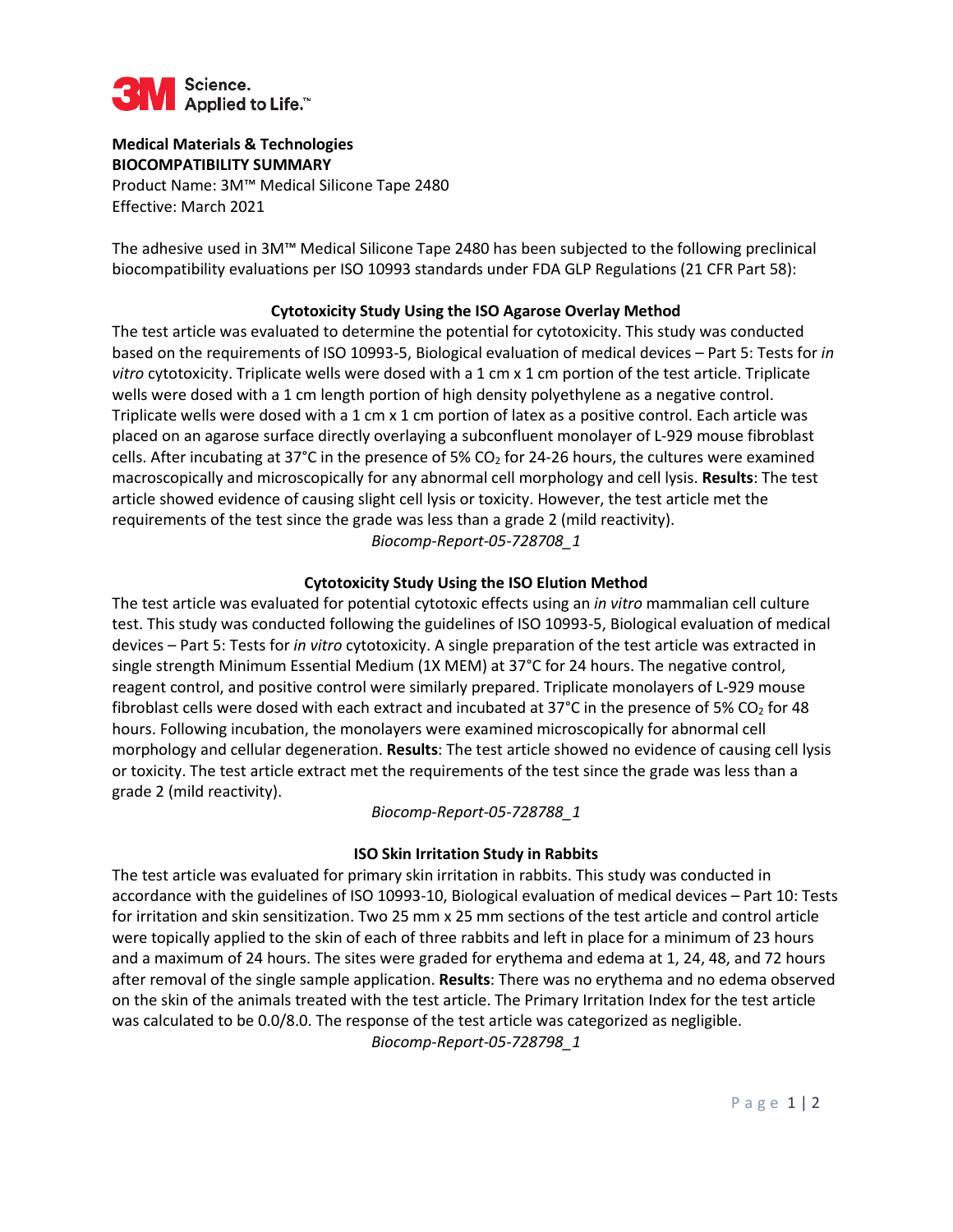3M Science. Applied to Life.™

**Medical Materials & Technologies**
**BIOCOMPATIBILITY SUMMARY**
Product Name: 3M™ Medical Silicone Tape 2480
Effective: March 2021

The adhesive used in 3M™ Medical Silicone Tape 2480 has been subjected to the following preclinical biocompatibility evaluations per ISO 10993 standards under FDA GLP Regulations (21 CFR Part 58):

### Cytotoxicity Study Using the ISO Agarose Overlay Method

The test article was evaluated to determine the potential for cytotoxicity. This study was conducted based on the requirements of ISO 10993-5, Biological evaluation of medical devices – Part 5: Tests for *in vitro* cytotoxicity. Triplicate wells were dosed with a 1 cm x 1 cm portion of the test article. Triplicate wells were dosed with a 1 cm length portion of high density polyethylene as a negative control. Triplicate wells were dosed with a 1 cm x 1 cm portion of latex as a positive control. Each article was placed on an agarose surface directly overlaying a subconfluent monolayer of L-929 mouse fibroblast cells. After incubating at 37°C in the presence of 5% $CO_2$ for 24-26 hours, the cultures were examined macroscopically and microscopically for any abnormal cell morphology and cell lysis. **Results**: The test article showed evidence of causing slight cell lysis or toxicity. However, the test article met the requirements of the test since the grade was less than a grade 2 (mild reactivity).

*Biocomp-Report-05-728708_1*

### Cytotoxicity Study Using the ISO Elution Method

The test article was evaluated for potential cytotoxic effects using an *in vitro* mammalian cell culture test. This study was conducted following the guidelines of ISO 10993-5, Biological evaluation of medical devices – Part 5: Tests for *in vitro* cytotoxicity. A single preparation of the test article was extracted in single strength Minimum Essential Medium (1X MEM) at 37°C for 24 hours. The negative control, reagent control, and positive control were similarly prepared. Triplicate monolayers of L-929 mouse fibroblast cells were dosed with each extract and incubated at 37°C in the presence of 5% $CO_2$ for 48 hours. Following incubation, the monolayers were examined microscopically for abnormal cell morphology and cellular degeneration. **Results**: The test article showed no evidence of causing cell lysis or toxicity. The test article extract met the requirements of the test since the grade was less than a grade 2 (mild reactivity).

*Biocomp-Report-05-728788_1*

### ISO Skin Irritation Study in Rabbits

The test article was evaluated for primary skin irritation in rabbits. This study was conducted in accordance with the guidelines of ISO 10993-10, Biological evaluation of medical devices – Part 10: Tests for irritation and skin sensitization. Two 25 mm x 25 mm sections of the test article and control article were topically applied to the skin of each of three rabbits and left in place for a minimum of 23 hours and a maximum of 24 hours. The sites were graded for erythema and edema at 1, 24, 48, and 72 hours after removal of the single sample application. **Results**: There was no erythema and no edema observed on the skin of the animals treated with the test article. The Primary Irritation Index for the test article was calculated to be 0.0/8.0. The response of the test article was categorized as negligible.

*Biocomp-Report-05-728798_1*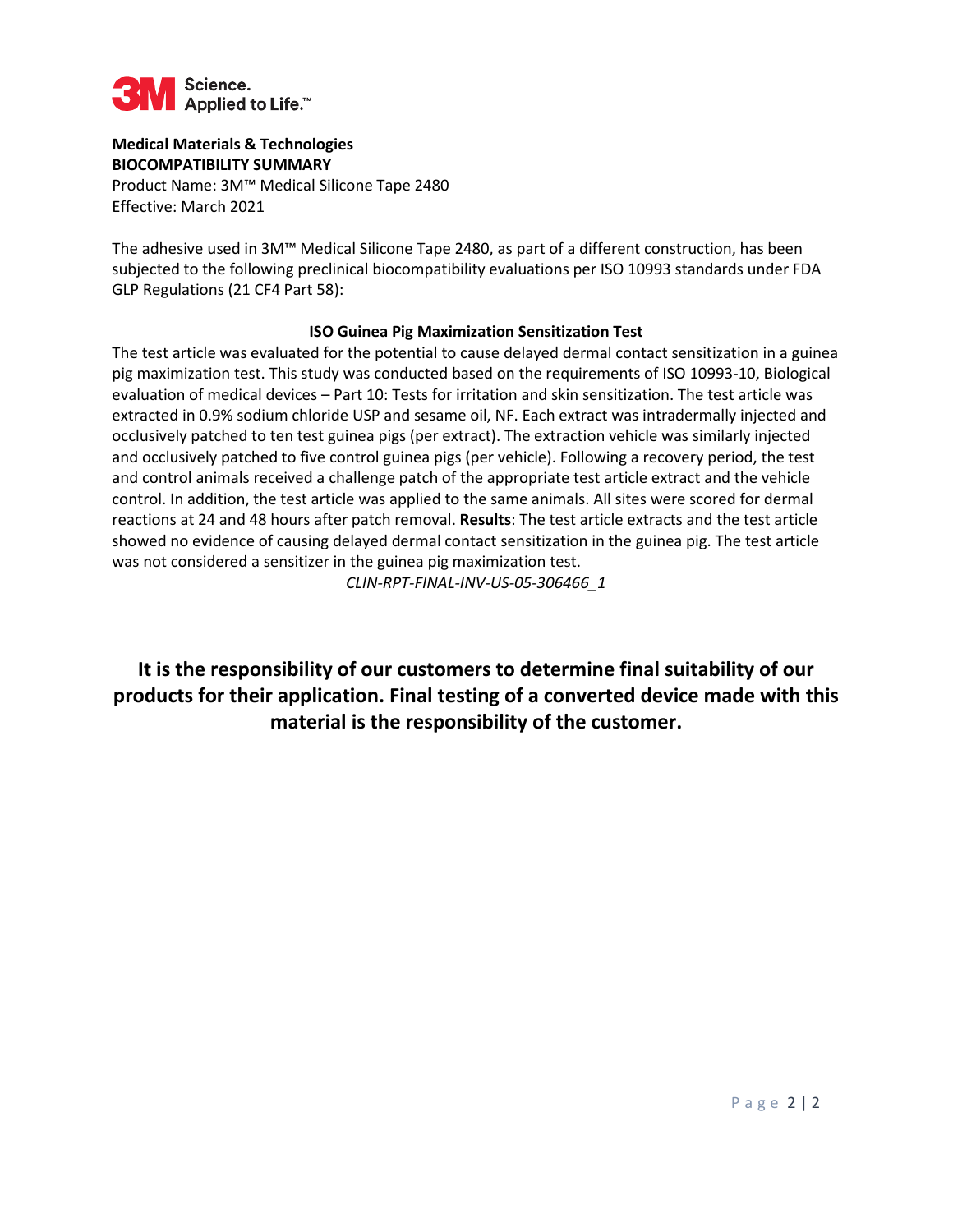**Medical Materials & Technologies**
**BIOCOMPATIBILITY SUMMARY**
Product Name: 3M™ Medical Silicone Tape 2480
Effective: March 2021

The adhesive used in 3M™ Medical Silicone Tape 2480, as part of a different construction, has been subjected to the following preclinical biocompatibility evaluations per ISO 10993 standards under FDA GLP Regulations (21 CF4 Part 58):

**ISO Guinea Pig Maximization Sensitization Test**

The test article was evaluated for the potential to cause delayed dermal contact sensitization in a guinea pig maximization test. This study was conducted based on the requirements of ISO 10993-10, Biological evaluation of medical devices – Part 10: Tests for irritation and skin sensitization. The test article was extracted in 0.9% sodium chloride USP and sesame oil, NF. Each extract was intradermally injected and occlusively patched to ten test guinea pigs (per extract). The extraction vehicle was similarly injected and occlusively patched to five control guinea pigs (per vehicle). Following a recovery period, the test and control animals received a challenge patch of the appropriate test article extract and the vehicle control. In addition, the test article was applied to the same animals. All sites were scored for dermal reactions at 24 and 48 hours after patch removal. **Results**: The test article extracts and the test article showed no evidence of causing delayed dermal contact sensitization in the guinea pig. The test article was not considered a sensitizer in the guinea pig maximization test.

*CLIN-RPT-FINAL-INV-US-05-306466_1*

**It is the responsibility of our customers to determine final suitability of our products for their application. Final testing of a converted device made with this material is the responsibility of the customer.**